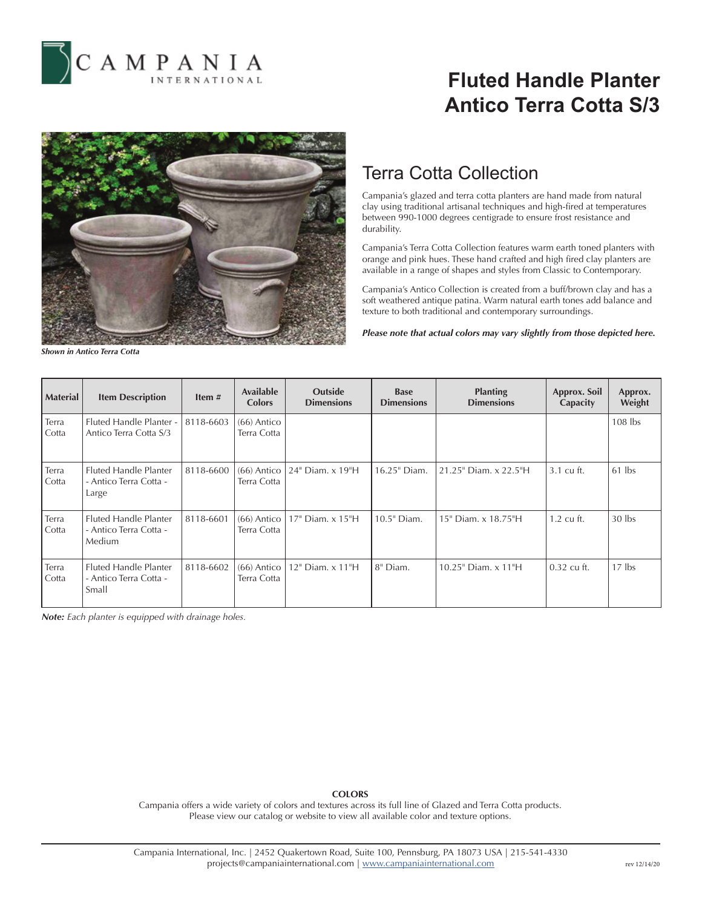# Fluted Handle Planter Antico Terra Cotta S/3

*Shown in Antico Terra Cotta*

## Terra Cotta Collection

Campania's glazed and terra cotta planters are hand made from natural clay using traditional artisanal techniques and high-fired at temperatures between 990-1000 degrees centigrade to ensure frost resistance and durability.

Campania's Terra Cotta Collection features warm earth toned planters with orange and pink hues. These hand crafted and high fired clay planters are available in a range of shapes and styles from Classic to Contemporary.

Campania's Antico Collection is created from a buff/brown clay and has a soft weathered antique patina. Warm natural earth tones add balance and texture to both traditional and contemporary surroundings.

***Please note that actual colors may vary slightly from those depicted here.***

| Material | Item Description | Item # | Available Colors | Outside Dimensions | Base Dimensions | Planting Dimensions | Approx. Soil Capacity | Approx. Weight |
|---|---|---|---|---|---|---|---|---|
| Terra Cotta | Fluted Handle Planter - Antico Terra Cotta S/3 | 8118-6603 | (66) Antico Terra Cotta | | | | | 108 lbs |
| Terra Cotta | Fluted Handle Planter - Antico Terra Cotta - Large | 8118-6600 | (66) Antico Terra Cotta | 24" Diam. x 19"H | 16.25" Diam. | 21.25" Diam. x 22.5"H | 3.1 cu ft. | 61 lbs |
| Terra Cotta | Fluted Handle Planter - Antico Terra Cotta - Medium | 8118-6601 | (66) Antico Terra Cotta | 17" Diam. x 15"H | 10.5" Diam. | 15" Diam. x 18.75"H | 1.2 cu ft. | 30 lbs |
| Terra Cotta | Fluted Handle Planter - Antico Terra Cotta - Small | 8118-6602 | (66) Antico Terra Cotta | 12" Diam. x 11"H | 8" Diam. | 10.25" Diam. x 11"H | 0.32 cu ft. | 17 lbs |

***Note:*** *Each planter is equipped with drainage holes.*

**COLORS**

Campania offers a wide variety of colors and textures across its full line of Glazed and Terra Cotta products. Please view our catalog or website to view all available color and texture options.

Campania International, Inc. | 2452 Quakertown Road, Suite 100, Pennsburg, PA 18073 USA | 215-541-4330
projects@campaniainternational.com | www.campaniainternational.com

rev 12/14/20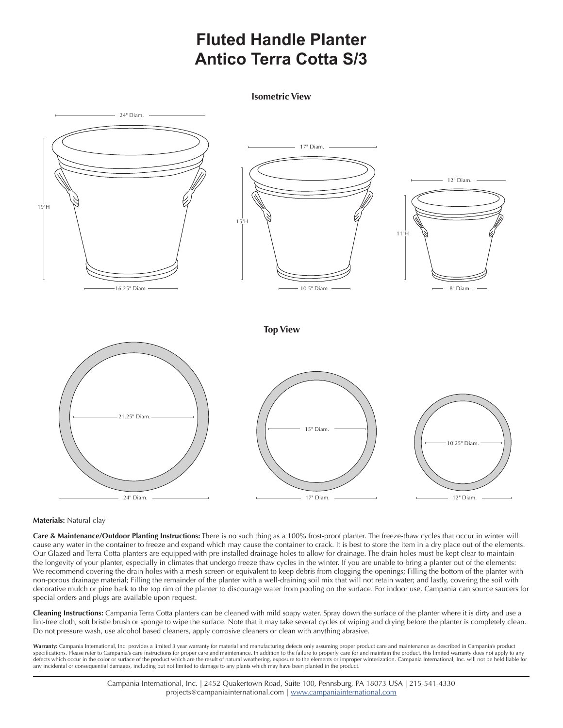# Fluted Handle Planter
# Antico Terra Cotta S/3

**Isometric View**

24" Diam.
19"H
16.25" Diam.

17" Diam.
15"H
10.5" Diam.

12" Diam.
11"H
8" Diam.

**Top View**

21.25" Diam.
24" Diam.

15" Diam.
17" Diam.

10.25" Diam.
12" Diam.

**Materials:** Natural clay

**Care & Maintenance/Outdoor Planting Instructions:** There is no such thing as a 100% frost-proof planter. The freeze-thaw cycles that occur in winter will cause any water in the container to freeze and expand which may cause the container to crack. It is best to store the item in a dry place out of the elements. Our Glazed and Terra Cotta planters are equipped with pre-installed drainage holes to allow for drainage. The drain holes must be kept clear to maintain the longevity of your planter, especially in climates that undergo freeze thaw cycles in the winter. If you are unable to bring a planter out of the elements: We recommend covering the drain holes with a mesh screen or equivalent to keep debris from clogging the openings; Filling the bottom of the planter with non-porous drainage material; Filling the remainder of the planter with a well-draining soil mix that will not retain water; and lastly, covering the soil with decorative mulch or pine bark to the top rim of the planter to discourage water from pooling on the surface. For indoor use, Campania can source saucers for special orders and plugs are available upon request.

**Cleaning Instructions:** Campania Terra Cotta planters can be cleaned with mild soapy water. Spray down the surface of the planter where it is dirty and use a lint-free cloth, soft bristle brush or sponge to wipe the surface. Note that it may take several cycles of wiping and drying before the planter is completely clean. Do not pressure wash, use alcohol based cleaners, apply corrosive cleaners or clean with anything abrasive.

**Warranty:** Campania International, Inc. provides a limited 3 year warranty for material and manufacturing defects only assuming proper product care and maintenance as described in Campania's product specifications. Please refer to Campania's care instructions for proper care and maintenance. In addition to the failure to properly care for and maintain the product, this limited warranty does not apply to any defects which occur in the color or surface of the product which are the result of natural weathering, exposure to the elements or improper winterization. Campania International, Inc. will not be held liable for any incidental or consequential damages, including but not limited to damage to any plants which may have been planted in the product.

Campania International, Inc. | 2452 Quakertown Road, Suite 100, Pennsburg, PA 18073 USA | 215-541-4330
projects@campaniainternational.com | www.campaniainternational.com